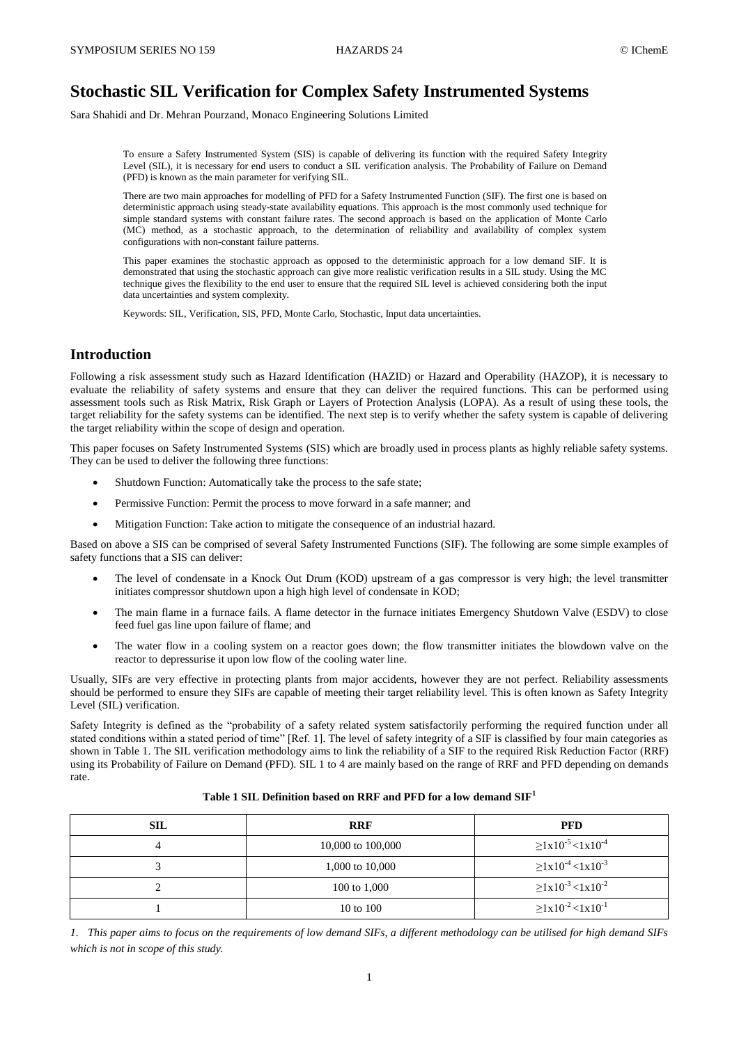# Stochastic SIL Verification for Complex Safety Instrumented Systems

Sara Shahidi and Dr. Mehran Pourzand, Monaco Engineering Solutions Limited

To ensure a Safety Instrumented System (SIS) is capable of delivering its function with the required Safety Integrity Level (SIL), it is necessary for end users to conduct a SIL verification analysis. The Probability of Failure on Demand (PFD) is known as the main parameter for verifying SIL.

There are two main approaches for modelling of PFD for a Safety Instrumented Function (SIF). The first one is based on deterministic approach using steady-state availability equations. This approach is the most commonly used technique for simple standard systems with constant failure rates. The second approach is based on the application of Monte Carlo (MC) method, as a stochastic approach, to the determination of reliability and availability of complex system configurations with non-constant failure patterns.

This paper examines the stochastic approach as opposed to the deterministic approach for a low demand SIF. It is demonstrated that using the stochastic approach can give more realistic verification results in a SIL study. Using the MC technique gives the flexibility to the end user to ensure that the required SIL level is achieved considering both the input data uncertainties and system complexity.

Keywords: SIL, Verification, SIS, PFD, Monte Carlo, Stochastic, Input data uncertainties.

## Introduction

Following a risk assessment study such as Hazard Identification (HAZID) or Hazard and Operability (HAZOP), it is necessary to evaluate the reliability of safety systems and ensure that they can deliver the required functions. This can be performed using assessment tools such as Risk Matrix, Risk Graph or Layers of Protection Analysis (LOPA). As a result of using these tools, the target reliability for the safety systems can be identified. The next step is to verify whether the safety system is capable of delivering the target reliability within the scope of design and operation.

This paper focuses on Safety Instrumented Systems (SIS) which are broadly used in process plants as highly reliable safety systems. They can be used to deliver the following three functions:

- Shutdown Function: Automatically take the process to the safe state;
- Permissive Function: Permit the process to move forward in a safe manner; and
- Mitigation Function: Take action to mitigate the consequence of an industrial hazard.

Based on above a SIS can be comprised of several Safety Instrumented Functions (SIF). The following are some simple examples of safety functions that a SIS can deliver:

- The level of condensate in a Knock Out Drum (KOD) upstream of a gas compressor is very high; the level transmitter initiates compressor shutdown upon a high high level of condensate in KOD;
- The main flame in a furnace fails. A flame detector in the furnace initiates Emergency Shutdown Valve (ESDV) to close feed fuel gas line upon failure of flame; and
- The water flow in a cooling system on a reactor goes down; the flow transmitter initiates the blowdown valve on the reactor to depressurise it upon low flow of the cooling water line.

Usually, SIFs are very effective in protecting plants from major accidents, however they are not perfect. Reliability assessments should be performed to ensure they SIFs are capable of meeting their target reliability level. This is often known as Safety Integrity Level (SIL) verification.

Safety Integrity is defined as the "probability of a safety related system satisfactorily performing the required function under all stated conditions within a stated period of time" [Ref. 1]. The level of safety integrity of a SIF is classified by four main categories as shown in Table 1. The SIL verification methodology aims to link the reliability of a SIF to the required Risk Reduction Factor (RRF) using its Probability of Failure on Demand (PFD). SIL 1 to 4 are mainly based on the range of RRF and PFD depending on demands rate.

**Table 1 SIL Definition based on RRF and PFD for a low demand SIF[1]**

| SIL | RRF | PFD |
|---|---|---|
| 4 | 10,000 to 100,000 | $\geq 1x10^{-5} < 1x10^{-4}$ |
| 3 | 1,000 to 10,000 | $\geq 1x10^{-4} < 1x10^{-3}$ |
| 2 | 100 to 1,000 | $\geq 1x10^{-3} < 1x10^{-2}$ |
| 1 | 10 to 100 | $\geq 1x10^{-2} < 1x10^{-1}$ |

*1. This paper aims to focus on the requirements of low demand SIFs, a different methodology can be utilised for high demand SIFs which is not in scope of this study.*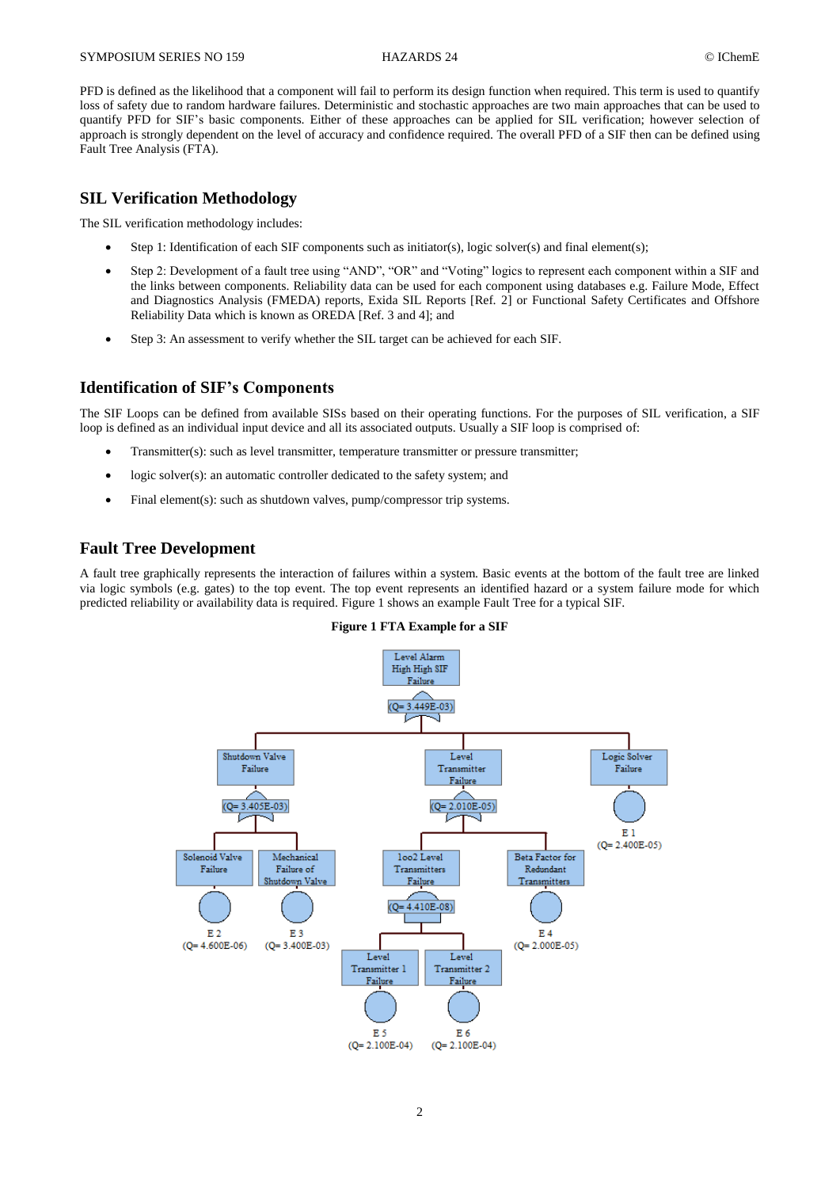PFD is defined as the likelihood that a component will fail to perform its design function when required. This term is used to quantify loss of safety due to random hardware failures. Deterministic and stochastic approaches are two main approaches that can be used to quantify PFD for SIF's basic components. Either of these approaches can be applied for SIL verification; however selection of approach is strongly dependent on the level of accuracy and confidence required. The overall PFD of a SIF then can be defined using Fault Tree Analysis (FTA).

## SIL Verification Methodology

The SIL verification methodology includes:

- Step 1: Identification of each SIF components such as initiator(s), logic solver(s) and final element(s);
- Step 2: Development of a fault tree using "AND", "OR" and "Voting" logics to represent each component within a SIF and the links between components. Reliability data can be used for each component using databases e.g. Failure Mode, Effect and Diagnostics Analysis (FMEDA) reports, Exida SIL Reports [Ref. 2] or Functional Safety Certificates and Offshore Reliability Data which is known as OREDA [Ref. 3 and 4]; and
- Step 3: An assessment to verify whether the SIL target can be achieved for each SIF.

## Identification of SIF's Components

The SIF Loops can be defined from available SISs based on their operating functions. For the purposes of SIL verification, a SIF loop is defined as an individual input device and all its associated outputs. Usually a SIF loop is comprised of:

- Transmitter(s): such as level transmitter, temperature transmitter or pressure transmitter;
- logic solver(s): an automatic controller dedicated to the safety system; and
- Final element(s): such as shutdown valves, pump/compressor trip systems.

## Fault Tree Development

A fault tree graphically represents the interaction of failures within a system. Basic events at the bottom of the fault tree are linked via logic symbols (e.g. gates) to the top event. The top event represents an identified hazard or a system failure mode for which predicted reliability or availability data is required. Figure 1 shows an example Fault Tree for a typical SIF.

**Figure 1 FTA Example for a SIF**

Level Alarm High High SIF Failure (Q= 3.449E-03)

- Shutdown Valve Failure (Q= 3.405E-03)
  - Solenoid Valve Failure — E 2 (Q= 4.600E-06)
  - Mechanical Failure of Shutdown Valve — E 3 (Q= 3.400E-03)
- Level Transmitter Failure (Q= 2.010E-05)
  - 1oo2 Level Transmitters Failure (Q= 4.410E-08)
    - Level Transmitter 1 Failure — E 5 (Q= 2.100E-04)
    - Level Transmitter 2 Failure — E 6 (Q= 2.100E-04)
  - Beta Factor for Redundant Transmitters — E 4 (Q= 2.000E-05)
- Logic Solver Failure — E 1 (Q= 2.400E-05)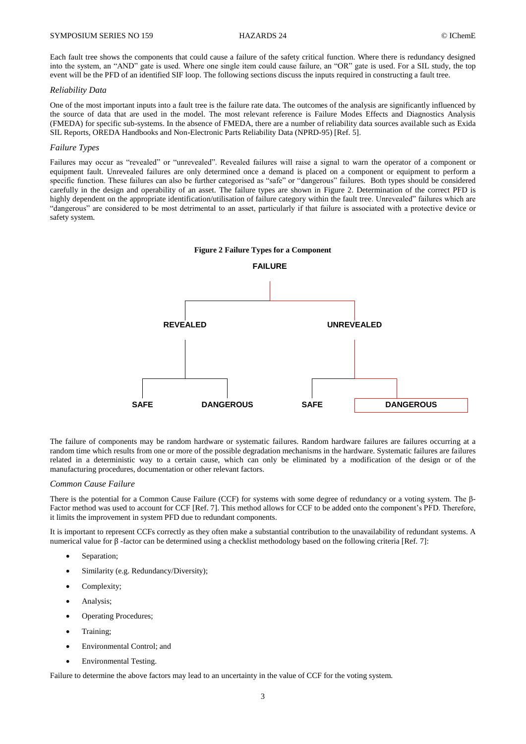Each fault tree shows the components that could cause a failure of the safety critical function. Where there is redundancy designed into the system, an "AND" gate is used. Where one single item could cause failure, an "OR" gate is used. For a SIL study, the top event will be the PFD of an identified SIF loop. The following sections discuss the inputs required in constructing a fault tree.

### *Reliability Data*

One of the most important inputs into a fault tree is the failure rate data. The outcomes of the analysis are significantly influenced by the source of data that are used in the model. The most relevant reference is Failure Modes Effects and Diagnostics Analysis (FMEDA) for specific sub-systems. In the absence of FMEDA, there are a number of reliability data sources available such as Exida SIL Reports, OREDA Handbooks and Non-Electronic Parts Reliability Data (NPRD-95) [Ref. 5].

### *Failure Types*

Failures may occur as "revealed" or "unrevealed". Revealed failures will raise a signal to warn the operator of a component or equipment fault. Unrevealed failures are only determined once a demand is placed on a component or equipment to perform a specific function. These failures can also be further categorised as "safe" or "dangerous" failures. Both types should be considered carefully in the design and operability of an asset. The failure types are shown in Figure 2. Determination of the correct PFD is highly dependent on the appropriate identification/utilisation of failure category within the fault tree. Unrevealed" failures which are "dangerous" are considered to be most detrimental to an asset, particularly if that failure is associated with a protective device or safety system.

**Figure 2 Failure Types for a Component**

FAILURE

REVEALED — SAFE, DANGEROUS

UNREVEALED — SAFE, DANGEROUS

The failure of components may be random hardware or systematic failures. Random hardware failures are failures occurring at a random time which results from one or more of the possible degradation mechanisms in the hardware. Systematic failures are failures related in a deterministic way to a certain cause, which can only be eliminated by a modification of the design or of the manufacturing procedures, documentation or other relevant factors.

### *Common Cause Failure*

There is the potential for a Common Cause Failure (CCF) for systems with some degree of redundancy or a voting system. The β-Factor method was used to account for CCF [Ref. 7]. This method allows for CCF to be added onto the component's PFD. Therefore, it limits the improvement in system PFD due to redundant components.

It is important to represent CCFs correctly as they often make a substantial contribution to the unavailability of redundant systems. A numerical value for β -factor can be determined using a checklist methodology based on the following criteria [Ref. 7]:

- Separation;
- Similarity (e.g. Redundancy/Diversity);
- Complexity;
- Analysis;
- Operating Procedures;
- Training;
- Environmental Control; and
- Environmental Testing.

Failure to determine the above factors may lead to an uncertainty in the value of CCF for the voting system.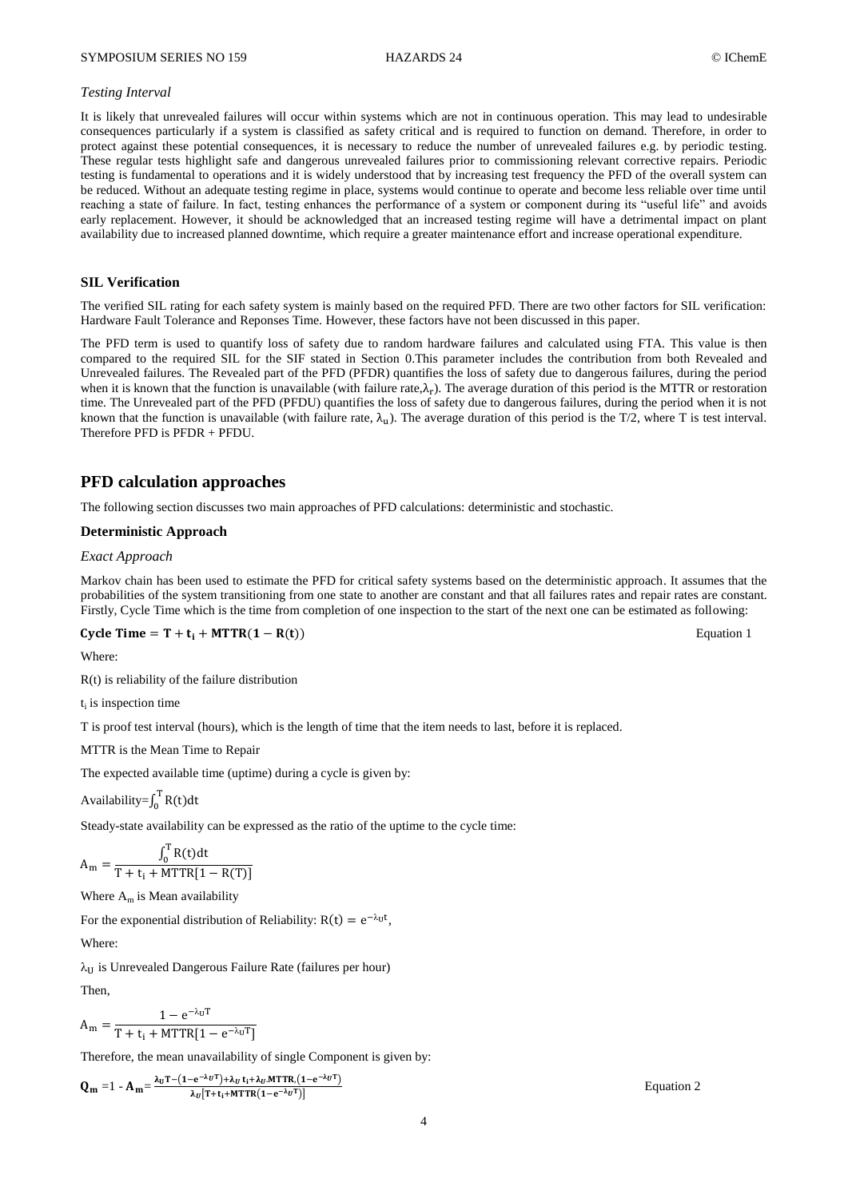### *Testing Interval*

It is likely that unrevealed failures will occur within systems which are not in continuous operation. This may lead to undesirable consequences particularly if a system is classified as safety critical and is required to function on demand. Therefore, in order to protect against these potential consequences, it is necessary to reduce the number of unrevealed failures e.g. by periodic testing. These regular tests highlight safe and dangerous unrevealed failures prior to commissioning relevant corrective repairs. Periodic testing is fundamental to operations and it is widely understood that by increasing test frequency the PFD of the overall system can be reduced. Without an adequate testing regime in place, systems would continue to operate and become less reliable over time until reaching a state of failure. In fact, testing enhances the performance of a system or component during its "useful life" and avoids early replacement. However, it should be acknowledged that an increased testing regime will have a detrimental impact on plant availability due to increased planned downtime, which require a greater maintenance effort and increase operational expenditure.

### SIL Verification

The verified SIL rating for each safety system is mainly based on the required PFD. There are two other factors for SIL verification: Hardware Fault Tolerance and Reponses Time. However, these factors have not been discussed in this paper.

The PFD term is used to quantify loss of safety due to random hardware failures and calculated using FTA. This value is then compared to the required SIL for the SIF stated in Section 0.This parameter includes the contribution from both Revealed and Unrevealed failures. The Revealed part of the PFD (PFDR) quantifies the loss of safety due to dangerous failures, during the period when it is known that the function is unavailable (with failure rate, $\lambda_r$). The average duration of this period is the MTTR or restoration time. The Unrevealed part of the PFD (PFDU) quantifies the loss of safety due to dangerous failures, during the period when it is not known that the function is unavailable (with failure rate, $\lambda_u$). The average duration of this period is the T/2, where T is test interval. Therefore PFD is PFDR + PFDU.

## PFD calculation approaches

The following section discusses two main approaches of PFD calculations: deterministic and stochastic.

### Deterministic Approach

#### *Exact Approach*

Markov chain has been used to estimate the PFD for critical safety systems based on the deterministic approach. It assumes that the probabilities of the system transitioning from one state to another are constant and that all failures rates and repair rates are constant. Firstly, Cycle Time which is the time from completion of one inspection to the start of the next one can be estimated as following:

$$\textbf{Cycle Time} = \mathbf{T + t_i + MTTR(1 - R(t))} \qquad \text{Equation 1}$$

Where:

R(t) is reliability of the failure distribution

$t_i$ is inspection time

T is proof test interval (hours), which is the length of time that the item needs to last, before it is replaced.

MTTR is the Mean Time to Repair

The expected available time (uptime) during a cycle is given by:

$$\text{Availability} = \int_0^T R(t)dt$$

Steady-state availability can be expressed as the ratio of the uptime to the cycle time:

$$A_m = \frac{\int_0^T R(t)dt}{T + t_i + MTTR[1 - R(T)]}$$

Where $A_m$ is Mean availability

For the exponential distribution of Reliability: $R(t) = e^{-\lambda_U t}$,

Where:

$\lambda_U$ is Unrevealed Dangerous Failure Rate (failures per hour)

Then,

$$A_m = \frac{1 - e^{-\lambda_U T}}{T + t_i + MTTR[1 - e^{-\lambda_U T}]}$$

Therefore, the mean unavailability of single Component is given by:

$$\mathbf{Q_m} = 1 - \mathbf{A_m} = \frac{\boldsymbol{\lambda_U T - (1 - e^{-\lambda_U T}) + \lambda_U t_i + \lambda_U .MTTR.(1 - e^{-\lambda_U T})}}{\boldsymbol{\lambda_U [T + t_i + MTTR(1 - e^{-\lambda_U T})]}} \qquad \text{Equation 2}$$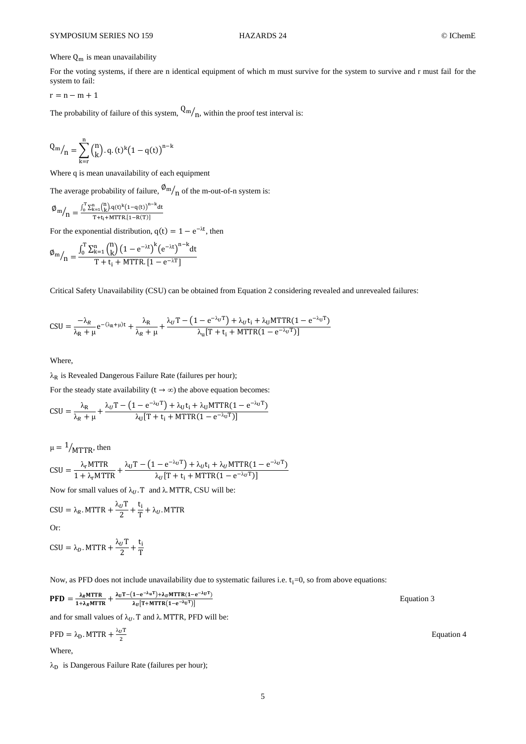Where $Q_m$ is mean unavailability

For the voting systems, if there are n identical equipment of which m must survive for the system to survive and r must fail for the system to fail:

$$r = n - m + 1$$

The probability of failure of this system, $Q_m/_n$, within the proof test interval is:

$$Q_m/_n = \sum_{k=r}^{n} \binom{n}{k} . q.(t)^k (1 - q(t))^{n-k}$$

Where q is mean unavailability of each equipment

The average probability of failure, $\emptyset_m/_n$ of the m-out-of-n system is:

$$\emptyset_m/_n = \frac{\int_0^T \sum_{k=1}^{n} \binom{n}{k} . q(t)^k (1 - q(t))^{n-k} dt}{T + t_i + MTTR.[1 - R(T)]}$$

For the exponential distribution, $q(t) = 1 - e^{-\lambda t}$, then

$$\emptyset_m/_n = \frac{\int_0^T \sum_{k=1}^{n} \binom{n}{k} \left(1 - e^{-\lambda t}\right)^k \left(e^{-\lambda t}\right)^{n-k} dt}{T + t_i + MTTR.[1 - e^{-\lambda T}]}$$

Critical Safety Unavailability (CSU) can be obtained from Equation 2 considering revealed and unrevealed failures:

$$CSU = \frac{-\lambda_R}{\lambda_R + \mu} e^{-(\lambda_R + \mu)t} + \frac{\lambda_R}{\lambda_R + \mu} + \frac{\lambda_U T - \left(1 - e^{-\lambda_U T}\right) + \lambda_U t_i + \lambda_U MTTR(1 - e^{-\lambda_U T})}{\lambda_u [T + t_i + MTTR(1 - e^{-\lambda_U T})]}$$

Where,

$\lambda_R$ is Revealed Dangerous Failure Rate (failures per hour);

For the steady state availability ($t \to \infty$) the above equation becomes:

$$CSU = \frac{\lambda_R}{\lambda_R + \mu} + \frac{\lambda_U T - \left(1 - e^{-\lambda_U T}\right) + \lambda_U t_i + \lambda_U MTTR(1 - e^{-\lambda_U T})}{\lambda_U [T + t_i + MTTR(1 - e^{-\lambda_U T})]}$$

$\mu = 1/_{MTTR}$, then

$$CSU = \frac{\lambda_r MTTR}{1 + \lambda_r MTTR} + \frac{\lambda_U T - \left(1 - e^{-\lambda_U T}\right) + \lambda_U t_i + \lambda_U MTTR(1 - e^{-\lambda_U T})}{\lambda_U [T + t_i + MTTR(1 - e^{-\lambda_U T})]}$$

Now for small values of $\lambda_U.T$ and $\lambda.MTTR$, CSU will be:

$$CSU = \lambda_R.MTTR + \frac{\lambda_U T}{2} + \frac{t_i}{T} + \lambda_U.MTTR$$

Or:

$$CSU = \lambda_D.MTTR + \frac{\lambda_U T}{2} + \frac{t_i}{T}$$

Now, as PFD does not include unavailability due to systematic failures i.e. $t_i$=0, so from above equations:

$$\mathbf{PFD} = \frac{\lambda_R MTTR}{1 + \lambda_R MTTR} + \frac{\lambda_U T - (1 - e^{-\lambda_U T}) + \lambda_U MTTR(1 - e^{-\lambda_U T})}{\lambda_U [T + MTTR(1 - e^{-\lambda_U T})]} \qquad \text{Equation 3}$$

and for small values of $\lambda_U.T$ and $\lambda.MTTR$, PFD will be:

$$PFD = \lambda_D.MTTR + \frac{\lambda_U T}{2} \qquad \text{Equation 4}$$

Where,

$\lambda_D$ is Dangerous Failure Rate (failures per hour);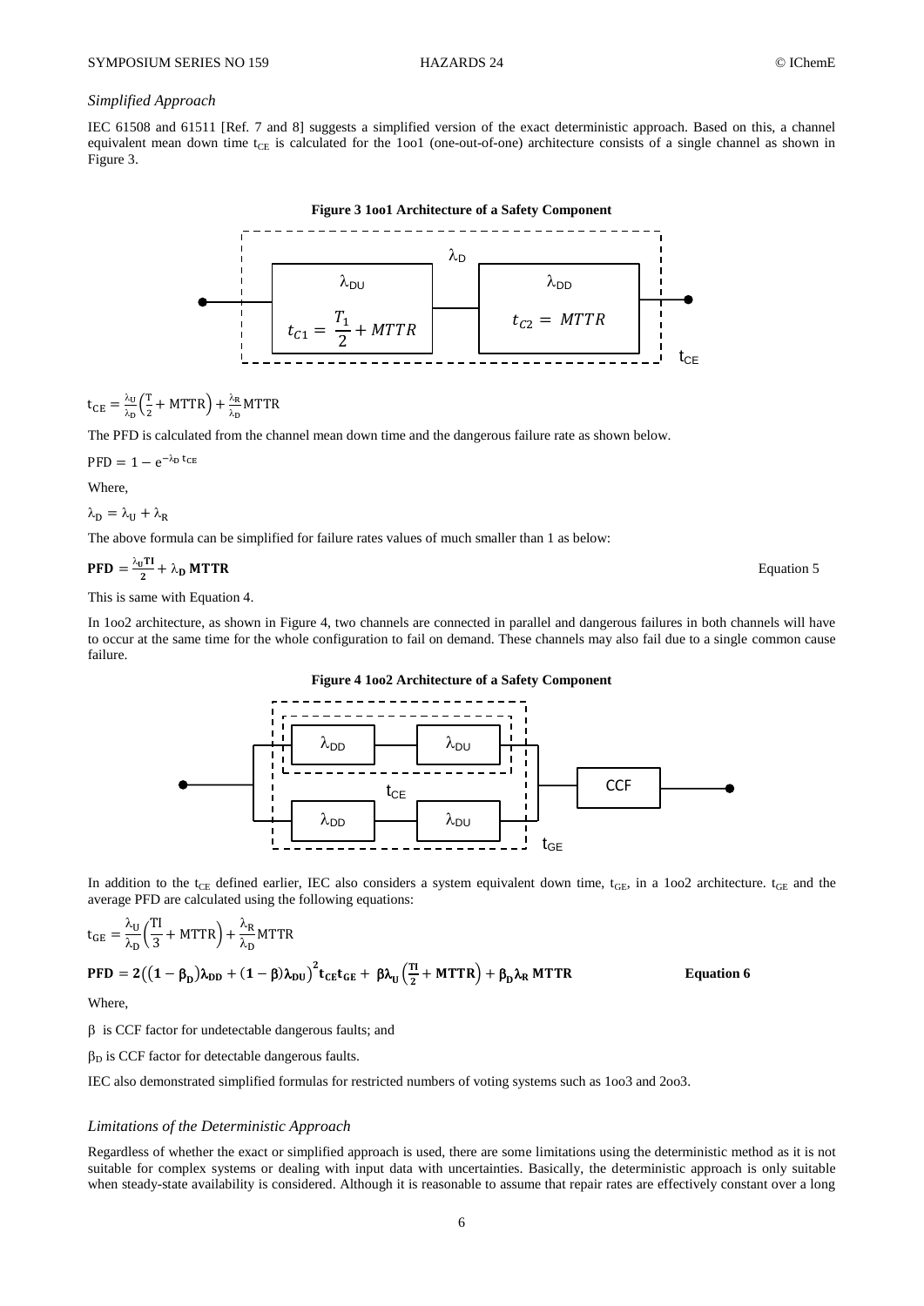### *Simplified Approach*

IEC 61508 and 61511 [Ref. 7 and 8] suggests a simplified version of the exact deterministic approach. Based on this, a channel equivalent mean down time $t_{CE}$ is calculated for the 1oo1 (one-out-of-one) architecture consists of a single channel as shown in Figure 3.

**Figure 3 1oo1 Architecture of a Safety Component**

$$t_{CE} = \frac{\lambda_U}{\lambda_D}\left(\frac{T}{2} + \text{MTTR}\right) + \frac{\lambda_R}{\lambda_D}\text{MTTR}$$

The PFD is calculated from the channel mean down time and the dangerous failure rate as shown below.

$$\text{PFD} = 1 - e^{-\lambda_D t_{CE}}$$

Where,

$$\lambda_D = \lambda_U + \lambda_R$$

The above formula can be simplified for failure rates values of much smaller than 1 as below:

$$\textbf{PFD} = \frac{\lambda_U \textbf{TI}}{2} + \lambda_D\,\textbf{MTTR} \qquad \text{Equation 5}$$

This is same with Equation 4.

In 1oo2 architecture, as shown in Figure 4, two channels are connected in parallel and dangerous failures in both channels will have to occur at the same time for the whole configuration to fail on demand. These channels may also fail due to a single common cause failure.

**Figure 4 1oo2 Architecture of a Safety Component**

In addition to the $t_{CE}$ defined earlier, IEC also considers a system equivalent down time, $t_{GE}$, in a 1oo2 architecture. $t_{GE}$ and the average PFD are calculated using the following equations:

$$t_{GE} = \frac{\lambda_U}{\lambda_D}\left(\frac{\text{TI}}{3} + \text{MTTR}\right) + \frac{\lambda_R}{\lambda_D}\text{MTTR}$$

$$\textbf{PFD} = 2\left((1-\beta_D)\lambda_{DD} + (1-\beta)\lambda_{DU}\right)^2 t_{CE} t_{GE} + \beta\lambda_U\left(\frac{\textbf{TI}}{2} + \textbf{MTTR}\right) + \beta_D\lambda_R\,\textbf{MTTR} \qquad \textbf{Equation 6}$$

Where,

$\beta$ is CCF factor for undetectable dangerous faults; and

$\beta_D$ is CCF factor for detectable dangerous faults.

IEC also demonstrated simplified formulas for restricted numbers of voting systems such as 1oo3 and 2oo3.

### *Limitations of the Deterministic Approach*

Regardless of whether the exact or simplified approach is used, there are some limitations using the deterministic method as it is not suitable for complex systems or dealing with input data with uncertainties. Basically, the deterministic approach is only suitable when steady-state availability is considered. Although it is reasonable to assume that repair rates are effectively constant over a long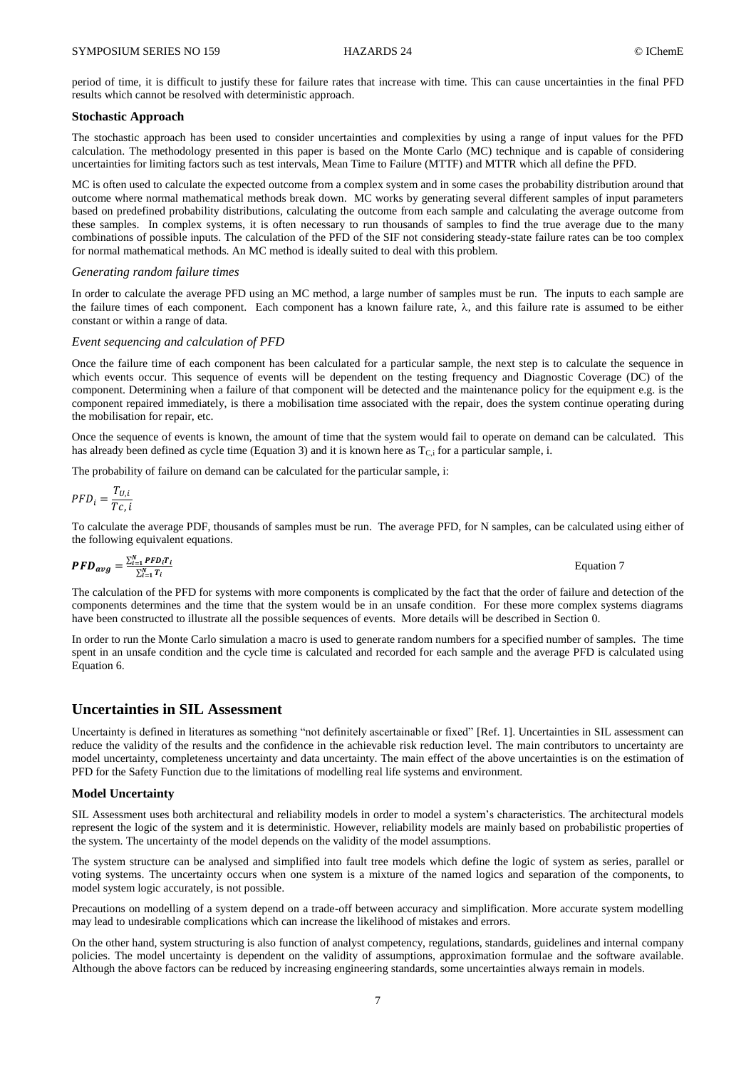period of time, it is difficult to justify these for failure rates that increase with time. This can cause uncertainties in the final PFD results which cannot be resolved with deterministic approach.

### Stochastic Approach

The stochastic approach has been used to consider uncertainties and complexities by using a range of input values for the PFD calculation. The methodology presented in this paper is based on the Monte Carlo (MC) technique and is capable of considering uncertainties for limiting factors such as test intervals, Mean Time to Failure (MTTF) and MTTR which all define the PFD.

MC is often used to calculate the expected outcome from a complex system and in some cases the probability distribution around that outcome where normal mathematical methods break down. MC works by generating several different samples of input parameters based on predefined probability distributions, calculating the outcome from each sample and calculating the average outcome from these samples. In complex systems, it is often necessary to run thousands of samples to find the true average due to the many combinations of possible inputs. The calculation of the PFD of the SIF not considering steady-state failure rates can be too complex for normal mathematical methods. An MC method is ideally suited to deal with this problem.

#### *Generating random failure times*

In order to calculate the average PFD using an MC method, a large number of samples must be run. The inputs to each sample are the failure times of each component. Each component has a known failure rate, $\lambda$, and this failure rate is assumed to be either constant or within a range of data.

#### *Event sequencing and calculation of PFD*

Once the failure time of each component has been calculated for a particular sample, the next step is to calculate the sequence in which events occur. This sequence of events will be dependent on the testing frequency and Diagnostic Coverage (DC) of the component. Determining when a failure of that component will be detected and the maintenance policy for the equipment e.g. is the component repaired immediately, is there a mobilisation time associated with the repair, does the system continue operating during the mobilisation for repair, etc.

Once the sequence of events is known, the amount of time that the system would fail to operate on demand can be calculated. This has already been defined as cycle time (Equation 3) and it is known here as $T_{C,i}$ for a particular sample, i.

The probability of failure on demand can be calculated for the particular sample, i:

$$PFD_i = \frac{T_{U,i}}{Tc,i}$$

To calculate the average PDF, thousands of samples must be run. The average PFD, for N samples, can be calculated using either of the following equivalent equations.

$$\boldsymbol{PFD_{avg}} = \frac{\sum_{i=1}^{N} \boldsymbol{PFD_i T_i}}{\sum_{i=1}^{N} \boldsymbol{T_i}} \qquad \text{Equation 7}$$

The calculation of the PFD for systems with more components is complicated by the fact that the order of failure and detection of the components determines and the time that the system would be in an unsafe condition. For these more complex systems diagrams have been constructed to illustrate all the possible sequences of events. More details will be described in Section 0.

In order to run the Monte Carlo simulation a macro is used to generate random numbers for a specified number of samples. The time spent in an unsafe condition and the cycle time is calculated and recorded for each sample and the average PFD is calculated using Equation 6.

## Uncertainties in SIL Assessment

Uncertainty is defined in literatures as something "not definitely ascertainable or fixed" [Ref. 1]. Uncertainties in SIL assessment can reduce the validity of the results and the confidence in the achievable risk reduction level. The main contributors to uncertainty are model uncertainty, completeness uncertainty and data uncertainty. The main effect of the above uncertainties is on the estimation of PFD for the Safety Function due to the limitations of modelling real life systems and environment.

### Model Uncertainty

SIL Assessment uses both architectural and reliability models in order to model a system's characteristics. The architectural models represent the logic of the system and it is deterministic. However, reliability models are mainly based on probabilistic properties of the system. The uncertainty of the model depends on the validity of the model assumptions.

The system structure can be analysed and simplified into fault tree models which define the logic of system as series, parallel or voting systems. The uncertainty occurs when one system is a mixture of the named logics and separation of the components, to model system logic accurately, is not possible.

Precautions on modelling of a system depend on a trade-off between accuracy and simplification. More accurate system modelling may lead to undesirable complications which can increase the likelihood of mistakes and errors.

On the other hand, system structuring is also function of analyst competency, regulations, standards, guidelines and internal company policies. The model uncertainty is dependent on the validity of assumptions, approximation formulae and the software available. Although the above factors can be reduced by increasing engineering standards, some uncertainties always remain in models.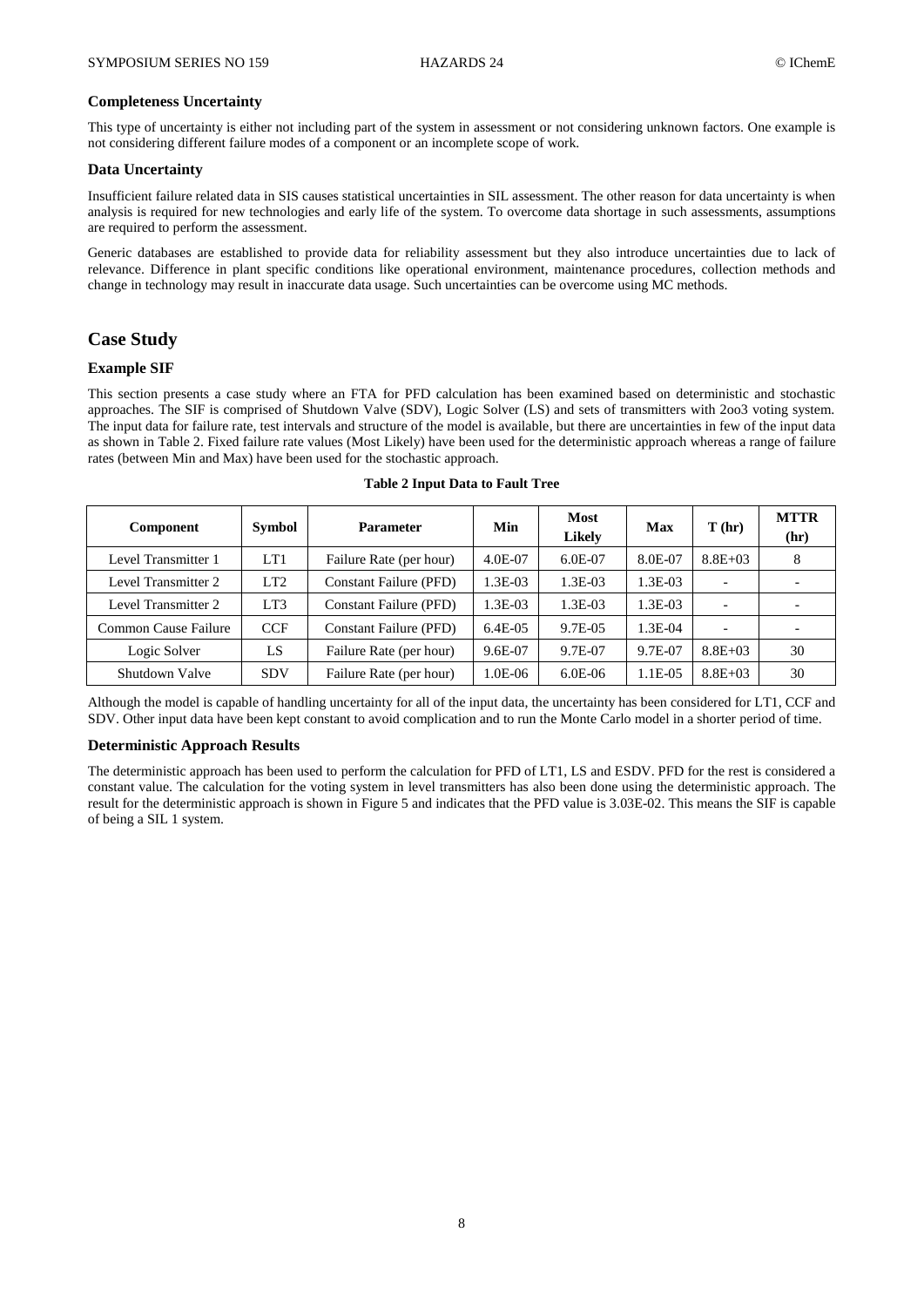### Completeness Uncertainty

This type of uncertainty is either not including part of the system in assessment or not considering unknown factors. One example is not considering different failure modes of a component or an incomplete scope of work.

### Data Uncertainty

Insufficient failure related data in SIS causes statistical uncertainties in SIL assessment. The other reason for data uncertainty is when analysis is required for new technologies and early life of the system. To overcome data shortage in such assessments, assumptions are required to perform the assessment.

Generic databases are established to provide data for reliability assessment but they also introduce uncertainties due to lack of relevance. Difference in plant specific conditions like operational environment, maintenance procedures, collection methods and change in technology may result in inaccurate data usage. Such uncertainties can be overcome using MC methods.

## Case Study

### Example SIF

This section presents a case study where an FTA for PFD calculation has been examined based on deterministic and stochastic approaches. The SIF is comprised of Shutdown Valve (SDV), Logic Solver (LS) and sets of transmitters with 2oo3 voting system. The input data for failure rate, test intervals and structure of the model is available, but there are uncertainties in few of the input data as shown in Table 2. Fixed failure rate values (Most Likely) have been used for the deterministic approach whereas a range of failure rates (between Min and Max) have been used for the stochastic approach.

**Table 2 Input Data to Fault Tree**

| Component | Symbol | Parameter | Min | Most Likely | Max | T (hr) | MTTR (hr) |
|---|---|---|---|---|---|---|---|
| Level Transmitter 1 | LT1 | Failure Rate (per hour) | 4.0E-07 | 6.0E-07 | 8.0E-07 | 8.8E+03 | 8 |
| Level Transmitter 2 | LT2 | Constant Failure (PFD) | 1.3E-03 | 1.3E-03 | 1.3E-03 | - | - |
| Level Transmitter 2 | LT3 | Constant Failure (PFD) | 1.3E-03 | 1.3E-03 | 1.3E-03 | - | - |
| Common Cause Failure | CCF | Constant Failure (PFD) | 6.4E-05 | 9.7E-05 | 1.3E-04 | - | - |
| Logic Solver | LS | Failure Rate (per hour) | 9.6E-07 | 9.7E-07 | 9.7E-07 | 8.8E+03 | 30 |
| Shutdown Valve | SDV | Failure Rate (per hour) | 1.0E-06 | 6.0E-06 | 1.1E-05 | 8.8E+03 | 30 |

Although the model is capable of handling uncertainty for all of the input data, the uncertainty has been considered for LT1, CCF and SDV. Other input data have been kept constant to avoid complication and to run the Monte Carlo model in a shorter period of time.

### Deterministic Approach Results

The deterministic approach has been used to perform the calculation for PFD of LT1, LS and ESDV. PFD for the rest is considered a constant value. The calculation for the voting system in level transmitters has also been done using the deterministic approach. The result for the deterministic approach is shown in Figure 5 and indicates that the PFD value is 3.03E-02. This means the SIF is capable of being a SIL 1 system.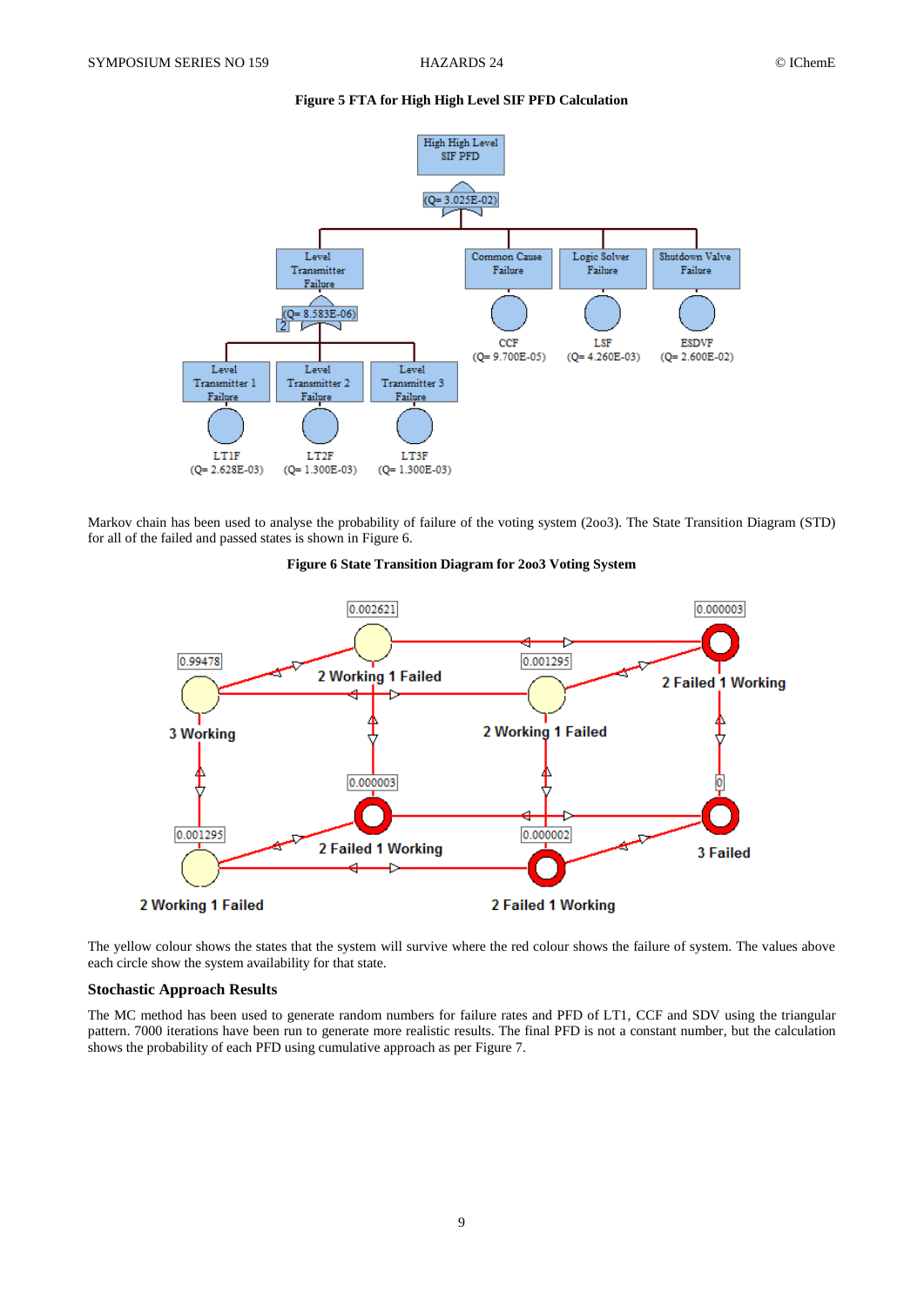**Figure 5 FTA for High High Level SIF PFD Calculation**

Markov chain has been used to analyse the probability of failure of the voting system (2oo3). The State Transition Diagram (STD) for all of the failed and passed states is shown in Figure 6.

**Figure 6 State Transition Diagram for 2oo3 Voting System**

The yellow colour shows the states that the system will survive where the red colour shows the failure of system. The values above each circle show the system availability for that state.

### Stochastic Approach Results

The MC method has been used to generate random numbers for failure rates and PFD of LT1, CCF and SDV using the triangular pattern. 7000 iterations have been run to generate more realistic results. The final PFD is not a constant number, but the calculation shows the probability of each PFD using cumulative approach as per Figure 7.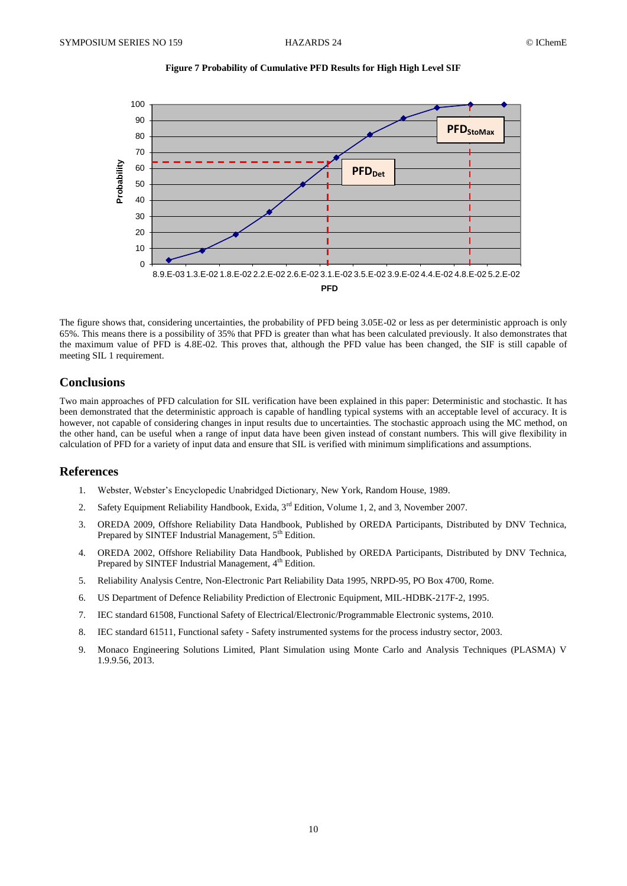**Figure 7 Probability of Cumulative PFD Results for High High Level SIF**

Probability

100
90
80
70
60
50
40
30
20
10
0

8.9.E-03 1.3.E-02 1.8.E-02 2.2.E-02 2.6.E-02 3.1.E-02 3.5.E-02 3.9.E-02 4.4.E-02 4.8.E-02 5.2.E-02

PFD

$PFD_{Det}$

$PFD_{StoMax}$

The figure shows that, considering uncertainties, the probability of PFD being 3.05E-02 or less as per deterministic approach is only 65%. This means there is a possibility of 35% that PFD is greater than what has been calculated previously. It also demonstrates that the maximum value of PFD is 4.8E-02. This proves that, although the PFD value has been changed, the SIF is still capable of meeting SIL 1 requirement.

## Conclusions

Two main approaches of PFD calculation for SIL verification have been explained in this paper: Deterministic and stochastic. It has been demonstrated that the deterministic approach is capable of handling typical systems with an acceptable level of accuracy. It is however, not capable of considering changes in input results due to uncertainties. The stochastic approach using the MC method, on the other hand, can be useful when a range of input data have been given instead of constant numbers. This will give flexibility in calculation of PFD for a variety of input data and ensure that SIL is verified with minimum simplifications and assumptions.

## References

1. Webster, Webster's Encyclopedic Unabridged Dictionary, New York, Random House, 1989.
2. Safety Equipment Reliability Handbook, Exida, 3rd Edition, Volume 1, 2, and 3, November 2007.
3. OREDA 2009, Offshore Reliability Data Handbook, Published by OREDA Participants, Distributed by DNV Technica, Prepared by SINTEF Industrial Management, 5th Edition.
4. OREDA 2002, Offshore Reliability Data Handbook, Published by OREDA Participants, Distributed by DNV Technica, Prepared by SINTEF Industrial Management, 4th Edition.
5. Reliability Analysis Centre, Non-Electronic Part Reliability Data 1995, NRPD-95, PO Box 4700, Rome.
6. US Department of Defence Reliability Prediction of Electronic Equipment, MIL-HDBK-217F-2, 1995.
7. IEC standard 61508, Functional Safety of Electrical/Electronic/Programmable Electronic systems, 2010.
8. IEC standard 61511, Functional safety - Safety instrumented systems for the process industry sector, 2003.
9. Monaco Engineering Solutions Limited, Plant Simulation using Monte Carlo and Analysis Techniques (PLASMA) V 1.9.9.56, 2013.